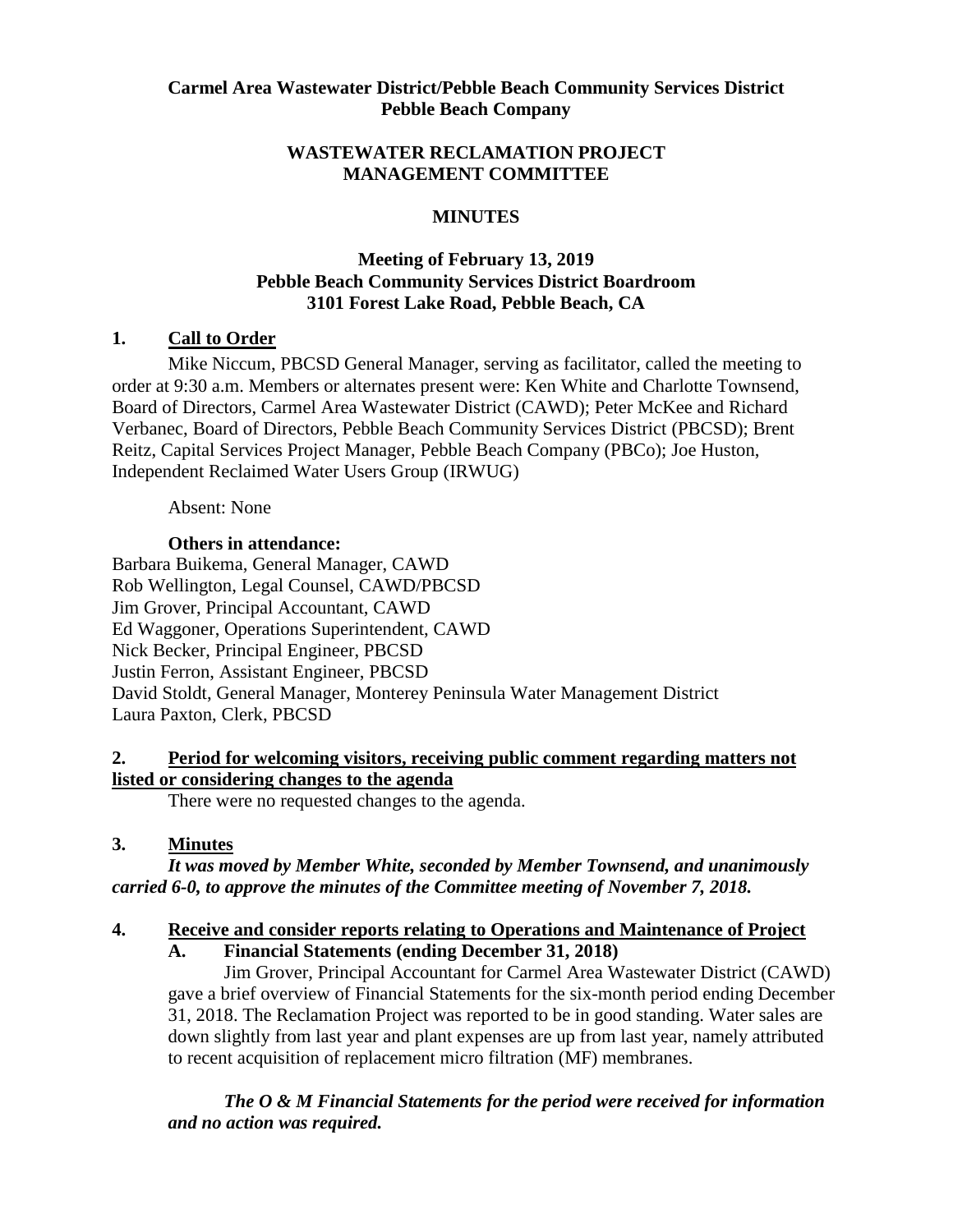**Carmel Area Wastewater District/Pebble Beach Community Services District**
**Pebble Beach Company**

**WASTEWATER RECLAMATION PROJECT**
**MANAGEMENT COMMITTEE**

**MINUTES**

**Meeting of February 13, 2019**
**Pebble Beach Community Services District Boardroom**
**3101 Forest Lake Road, Pebble Beach, CA**

## 1. Call to Order

Mike Niccum, PBCSD General Manager, serving as facilitator, called the meeting to order at 9:30 a.m. Members or alternates present were: Ken White and Charlotte Townsend, Board of Directors, Carmel Area Wastewater District (CAWD); Peter McKee and Richard Verbanec, Board of Directors, Pebble Beach Community Services District (PBCSD); Brent Reitz, Capital Services Project Manager, Pebble Beach Company (PBCo); Joe Huston, Independent Reclaimed Water Users Group (IRWUG)

Absent: None

**Others in attendance:**

Barbara Buikema, General Manager, CAWD
Rob Wellington, Legal Counsel, CAWD/PBCSD
Jim Grover, Principal Accountant, CAWD
Ed Waggoner, Operations Superintendent, CAWD
Nick Becker, Principal Engineer, PBCSD
Justin Ferron, Assistant Engineer, PBCSD
David Stoldt, General Manager, Monterey Peninsula Water Management District
Laura Paxton, Clerk, PBCSD

## 2. Period for welcoming visitors, receiving public comment regarding matters not listed or considering changes to the agenda

There were no requested changes to the agenda.

## 3. Minutes

***It was moved by Member White, seconded by Member Townsend, and unanimously carried 6-0, to approve the minutes of the Committee meeting of November 7, 2018.***

## 4. Receive and consider reports relating to Operations and Maintenance of Project

### A. Financial Statements (ending December 31, 2018)

Jim Grover, Principal Accountant for Carmel Area Wastewater District (CAWD) gave a brief overview of Financial Statements for the six-month period ending December 31, 2018. The Reclamation Project was reported to be in good standing. Water sales are down slightly from last year and plant expenses are up from last year, namely attributed to recent acquisition of replacement micro filtration (MF) membranes.

***The O & M Financial Statements for the period were received for information and no action was required.***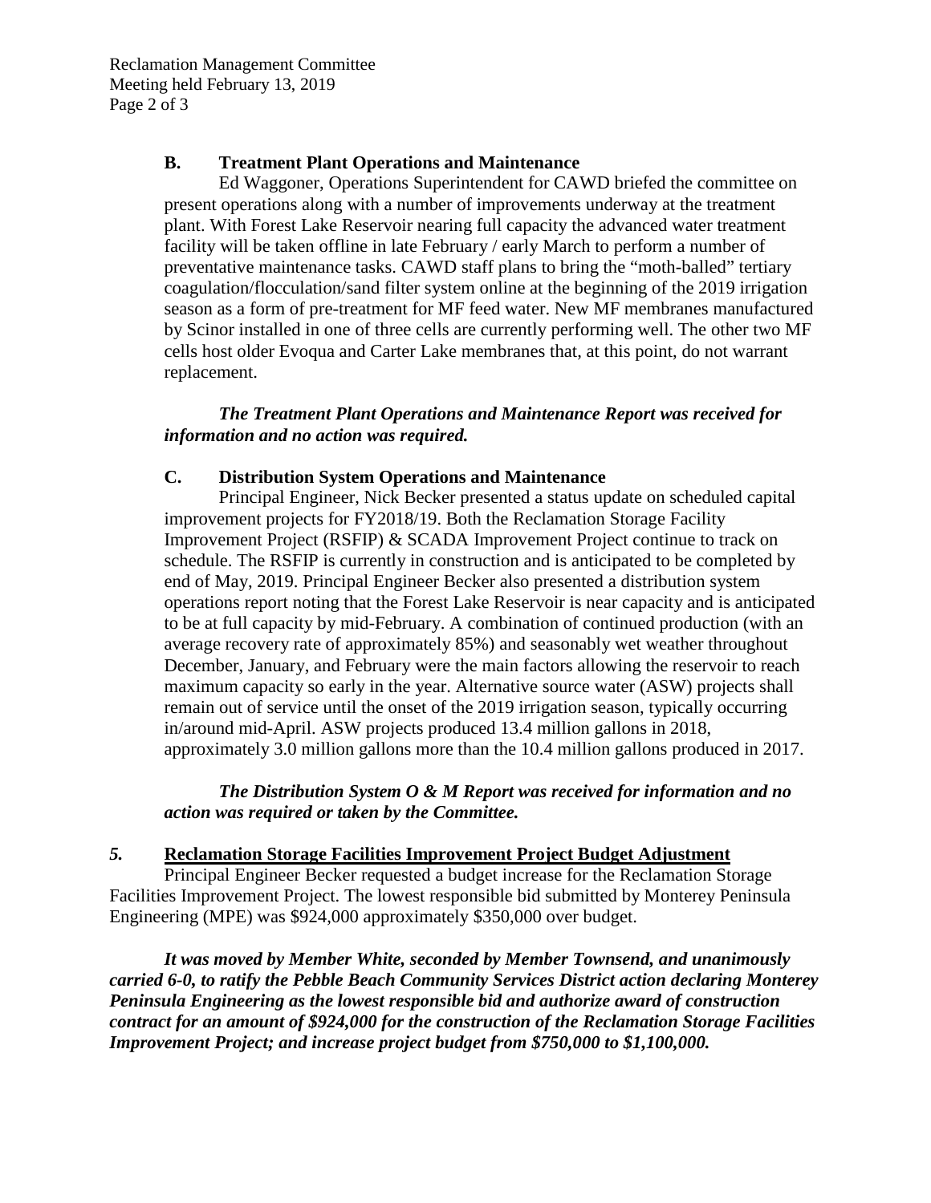### B. Treatment Plant Operations and Maintenance

Ed Waggoner, Operations Superintendent for CAWD briefed the committee on present operations along with a number of improvements underway at the treatment plant. With Forest Lake Reservoir nearing full capacity the advanced water treatment facility will be taken offline in late February / early March to perform a number of preventative maintenance tasks. CAWD staff plans to bring the "moth-balled" tertiary coagulation/flocculation/sand filter system online at the beginning of the 2019 irrigation season as a form of pre-treatment for MF feed water. New MF membranes manufactured by Scinor installed in one of three cells are currently performing well. The other two MF cells host older Evoqua and Carter Lake membranes that, at this point, do not warrant replacement.

***The Treatment Plant Operations and Maintenance Report was received for information and no action was required.***

### C. Distribution System Operations and Maintenance

Principal Engineer, Nick Becker presented a status update on scheduled capital improvement projects for FY2018/19. Both the Reclamation Storage Facility Improvement Project (RSFIP) & SCADA Improvement Project continue to track on schedule. The RSFIP is currently in construction and is anticipated to be completed by end of May, 2019. Principal Engineer Becker also presented a distribution system operations report noting that the Forest Lake Reservoir is near capacity and is anticipated to be at full capacity by mid-February. A combination of continued production (with an average recovery rate of approximately 85%) and seasonably wet weather throughout December, January, and February were the main factors allowing the reservoir to reach maximum capacity so early in the year. Alternative source water (ASW) projects shall remain out of service until the onset of the 2019 irrigation season, typically occurring in/around mid-April. ASW projects produced 13.4 million gallons in 2018, approximately 3.0 million gallons more than the 10.4 million gallons produced in 2017.

***The Distribution System O & M Report was received for information and no action was required or taken by the Committee.***

## *5.* Reclamation Storage Facilities Improvement Project Budget Adjustment

Principal Engineer Becker requested a budget increase for the Reclamation Storage Facilities Improvement Project. The lowest responsible bid submitted by Monterey Peninsula Engineering (MPE) was $924,000 approximately $350,000 over budget.

***It was moved by Member White, seconded by Member Townsend, and unanimously carried 6-0, to ratify the Pebble Beach Community Services District action declaring Monterey Peninsula Engineering as the lowest responsible bid and authorize award of construction contract for an amount of $924,000 for the construction of the Reclamation Storage Facilities Improvement Project; and increase project budget from $750,000 to $1,100,000.***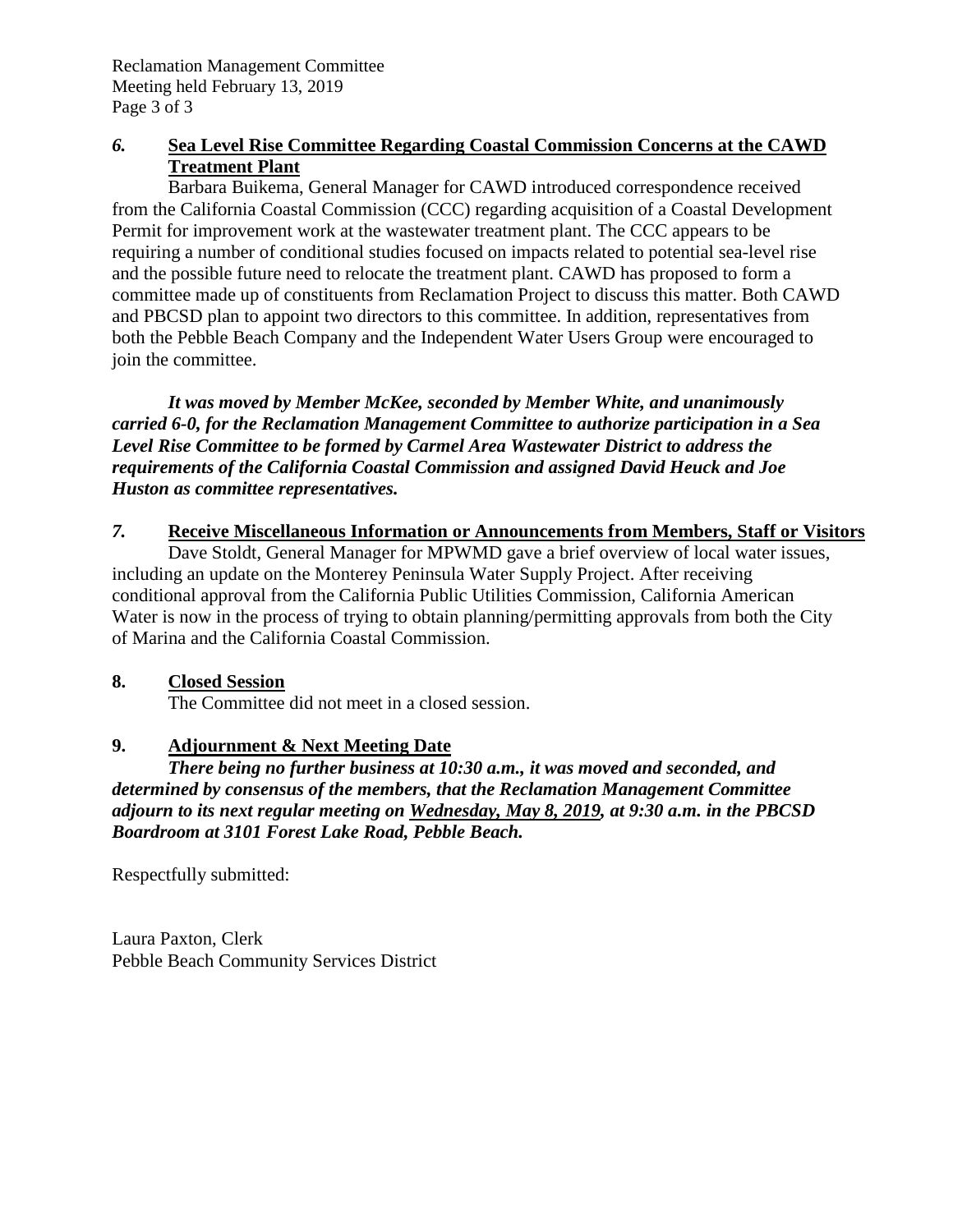### *6.* Sea Level Rise Committee Regarding Coastal Commission Concerns at the CAWD Treatment Plant

Barbara Buikema, General Manager for CAWD introduced correspondence received from the California Coastal Commission (CCC) regarding acquisition of a Coastal Development Permit for improvement work at the wastewater treatment plant. The CCC appears to be requiring a number of conditional studies focused on impacts related to potential sea-level rise and the possible future need to relocate the treatment plant. CAWD has proposed to form a committee made up of constituents from Reclamation Project to discuss this matter. Both CAWD and PBCSD plan to appoint two directors to this committee. In addition, representatives from both the Pebble Beach Company and the Independent Water Users Group were encouraged to join the committee.

***It was moved by Member McKee, seconded by Member White, and unanimously carried 6-0, for the Reclamation Management Committee to authorize participation in a Sea Level Rise Committee to be formed by Carmel Area Wastewater District to address the requirements of the California Coastal Commission and assigned David Heuck and Joe Huston as committee representatives.***

### *7.* Receive Miscellaneous Information or Announcements from Members, Staff or Visitors

Dave Stoldt, General Manager for MPWMD gave a brief overview of local water issues, including an update on the Monterey Peninsula Water Supply Project. After receiving conditional approval from the California Public Utilities Commission, California American Water is now in the process of trying to obtain planning/permitting approvals from both the City of Marina and the California Coastal Commission.

### 8. Closed Session

The Committee did not meet in a closed session.

### 9. Adjournment & Next Meeting Date

***There being no further business at 10:30 a.m., it was moved and seconded, and determined by consensus of the members, that the Reclamation Management Committee adjourn to its next regular meeting on Wednesday, May 8, 2019, at 9:30 a.m. in the PBCSD Boardroom at 3101 Forest Lake Road, Pebble Beach.***

Respectfully submitted:

Laura Paxton, Clerk
Pebble Beach Community Services District